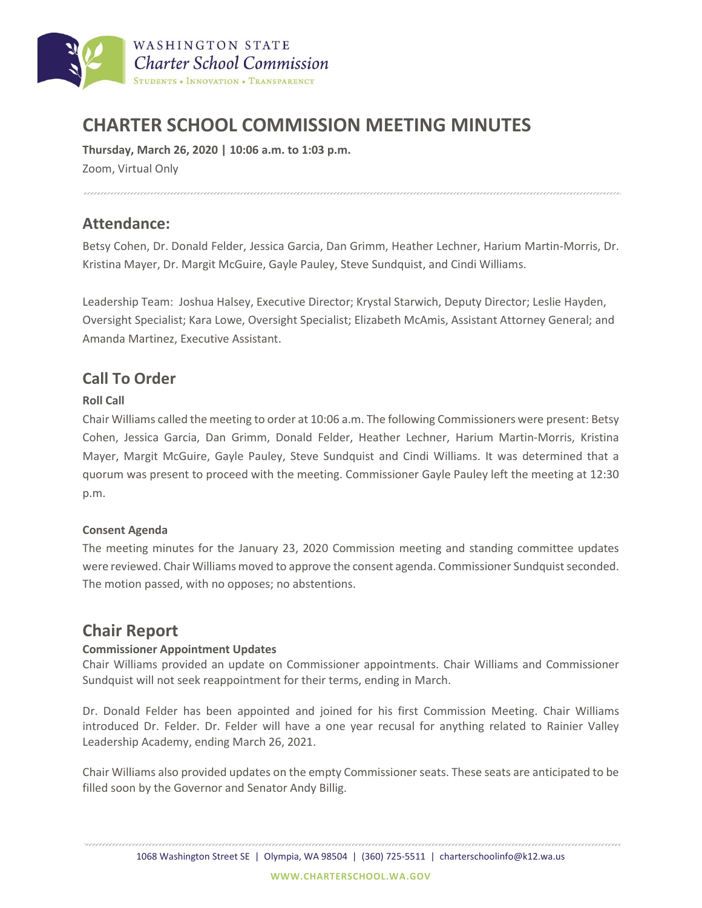# CHARTER SCHOOL COMMISSION MEETING MINUTES

**Thursday, March 26, 2020 | 10:06 a.m. to 1:03 p.m.**

Zoom, Virtual Only

## Attendance:

Betsy Cohen, Dr. Donald Felder, Jessica Garcia, Dan Grimm, Heather Lechner, Harium Martin-Morris, Dr. Kristina Mayer, Dr. Margit McGuire, Gayle Pauley, Steve Sundquist, and Cindi Williams.

Leadership Team: Joshua Halsey, Executive Director; Krystal Starwich, Deputy Director; Leslie Hayden, Oversight Specialist; Kara Lowe, Oversight Specialist; Elizabeth McAmis, Assistant Attorney General; and Amanda Martinez, Executive Assistant.

## Call To Order

### Roll Call

Chair Williams called the meeting to order at 10:06 a.m. The following Commissioners were present: Betsy Cohen, Jessica Garcia, Dan Grimm, Donald Felder, Heather Lechner, Harium Martin-Morris, Kristina Mayer, Margit McGuire, Gayle Pauley, Steve Sundquist and Cindi Williams. It was determined that a quorum was present to proceed with the meeting. Commissioner Gayle Pauley left the meeting at 12:30 p.m.

### Consent Agenda

The meeting minutes for the January 23, 2020 Commission meeting and standing committee updates were reviewed. Chair Williams moved to approve the consent agenda. Commissioner Sundquist seconded. The motion passed, with no opposes; no abstentions.

## Chair Report

### Commissioner Appointment Updates

Chair Williams provided an update on Commissioner appointments. Chair Williams and Commissioner Sundquist will not seek reappointment for their terms, ending in March.

Dr. Donald Felder has been appointed and joined for his first Commission Meeting. Chair Williams introduced Dr. Felder. Dr. Felder will have a one year recusal for anything related to Rainier Valley Leadership Academy, ending March 26, 2021.

Chair Williams also provided updates on the empty Commissioner seats. These seats are anticipated to be filled soon by the Governor and Senator Andy Billig.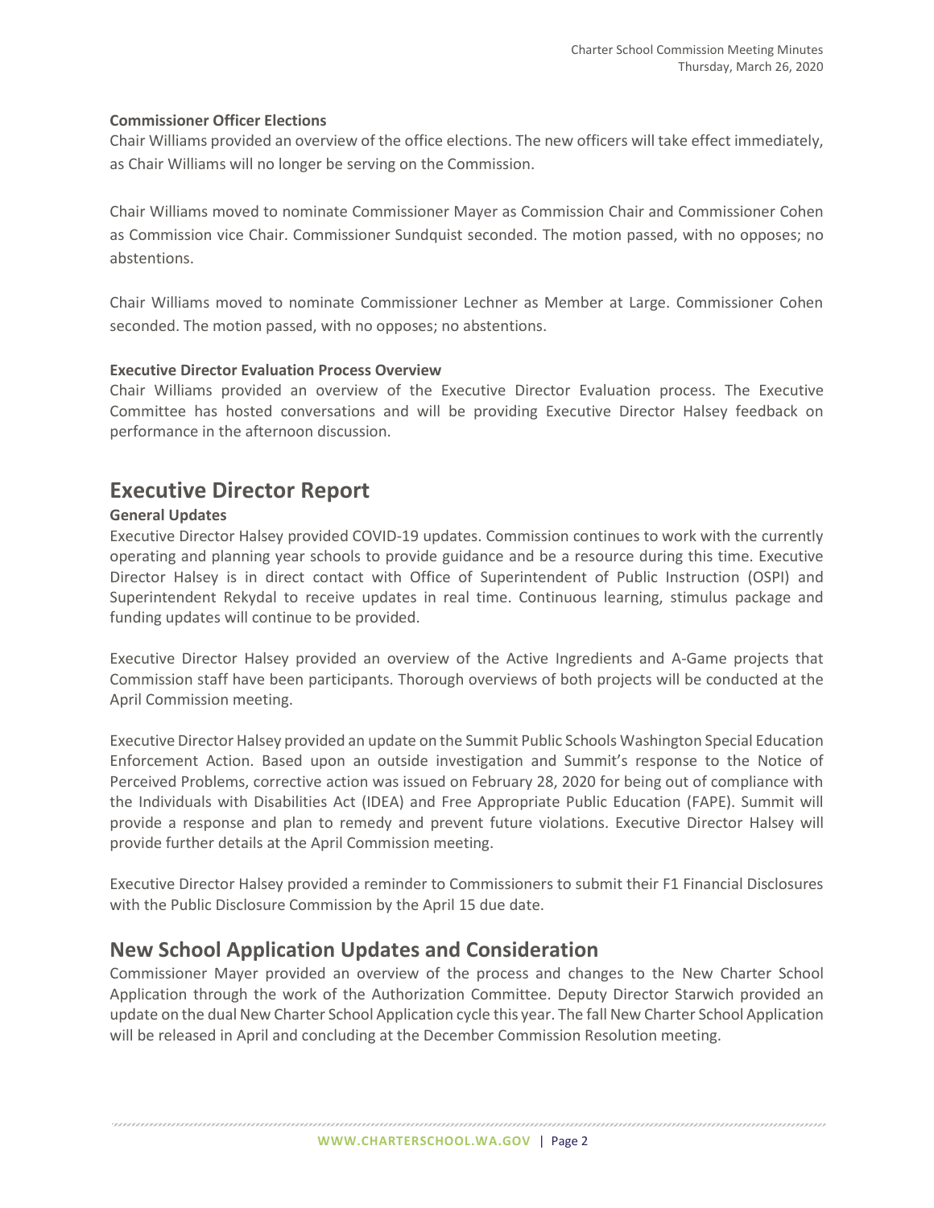**Commissioner Officer Elections**

Chair Williams provided an overview of the office elections. The new officers will take effect immediately, as Chair Williams will no longer be serving on the Commission.

Chair Williams moved to nominate Commissioner Mayer as Commission Chair and Commissioner Cohen as Commission vice Chair. Commissioner Sundquist seconded. The motion passed, with no opposes; no abstentions.

Chair Williams moved to nominate Commissioner Lechner as Member at Large. Commissioner Cohen seconded. The motion passed, with no opposes; no abstentions.

**Executive Director Evaluation Process Overview**

Chair Williams provided an overview of the Executive Director Evaluation process. The Executive Committee has hosted conversations and will be providing Executive Director Halsey feedback on performance in the afternoon discussion.

## Executive Director Report

**General Updates**

Executive Director Halsey provided COVID-19 updates. Commission continues to work with the currently operating and planning year schools to provide guidance and be a resource during this time. Executive Director Halsey is in direct contact with Office of Superintendent of Public Instruction (OSPI) and Superintendent Rekydal to receive updates in real time. Continuous learning, stimulus package and funding updates will continue to be provided.

Executive Director Halsey provided an overview of the Active Ingredients and A-Game projects that Commission staff have been participants. Thorough overviews of both projects will be conducted at the April Commission meeting.

Executive Director Halsey provided an update on the Summit Public Schools Washington Special Education Enforcement Action. Based upon an outside investigation and Summit's response to the Notice of Perceived Problems, corrective action was issued on February 28, 2020 for being out of compliance with the Individuals with Disabilities Act (IDEA) and Free Appropriate Public Education (FAPE). Summit will provide a response and plan to remedy and prevent future violations. Executive Director Halsey will provide further details at the April Commission meeting.

Executive Director Halsey provided a reminder to Commissioners to submit their F1 Financial Disclosures with the Public Disclosure Commission by the April 15 due date.

## New School Application Updates and Consideration

Commissioner Mayer provided an overview of the process and changes to the New Charter School Application through the work of the Authorization Committee. Deputy Director Starwich provided an update on the dual New Charter School Application cycle this year. The fall New Charter School Application will be released in April and concluding at the December Commission Resolution meeting.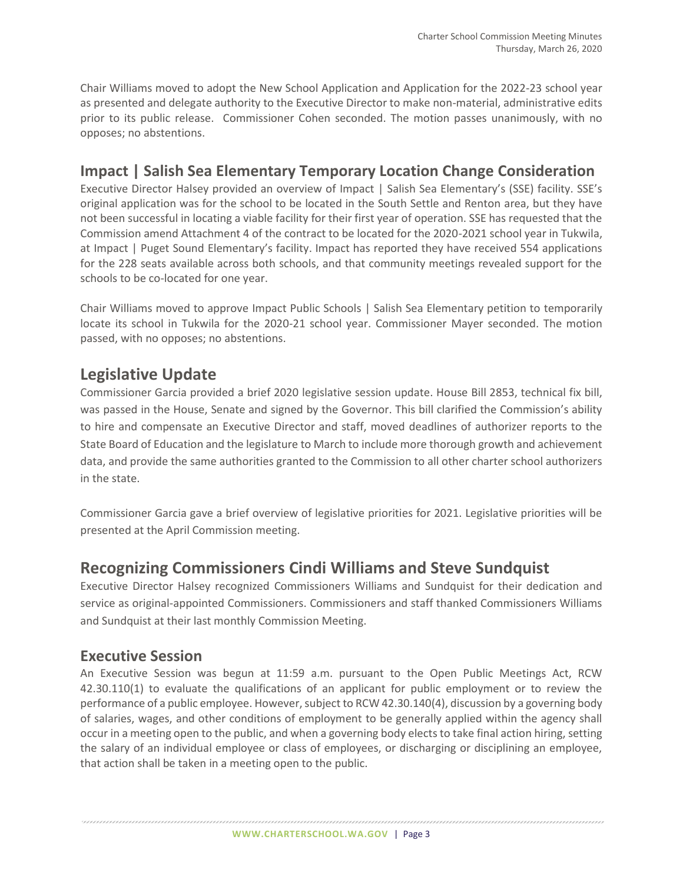Chair Williams moved to adopt the New School Application and Application for the 2022-23 school year as presented and delegate authority to the Executive Director to make non-material, administrative edits prior to its public release. Commissioner Cohen seconded. The motion passes unanimously, with no opposes; no abstentions.

## Impact | Salish Sea Elementary Temporary Location Change Consideration

Executive Director Halsey provided an overview of Impact | Salish Sea Elementary's (SSE) facility. SSE's original application was for the school to be located in the South Settle and Renton area, but they have not been successful in locating a viable facility for their first year of operation. SSE has requested that the Commission amend Attachment 4 of the contract to be located for the 2020-2021 school year in Tukwila, at Impact | Puget Sound Elementary's facility. Impact has reported they have received 554 applications for the 228 seats available across both schools, and that community meetings revealed support for the schools to be co-located for one year.

Chair Williams moved to approve Impact Public Schools | Salish Sea Elementary petition to temporarily locate its school in Tukwila for the 2020-21 school year. Commissioner Mayer seconded. The motion passed, with no opposes; no abstentions.

## Legislative Update

Commissioner Garcia provided a brief 2020 legislative session update. House Bill 2853, technical fix bill, was passed in the House, Senate and signed by the Governor. This bill clarified the Commission's ability to hire and compensate an Executive Director and staff, moved deadlines of authorizer reports to the State Board of Education and the legislature to March to include more thorough growth and achievement data, and provide the same authorities granted to the Commission to all other charter school authorizers in the state.

Commissioner Garcia gave a brief overview of legislative priorities for 2021. Legislative priorities will be presented at the April Commission meeting.

## Recognizing Commissioners Cindi Williams and Steve Sundquist

Executive Director Halsey recognized Commissioners Williams and Sundquist for their dedication and service as original-appointed Commissioners. Commissioners and staff thanked Commissioners Williams and Sundquist at their last monthly Commission Meeting.

## Executive Session

An Executive Session was begun at 11:59 a.m. pursuant to the Open Public Meetings Act, RCW 42.30.110(1) to evaluate the qualifications of an applicant for public employment or to review the performance of a public employee. However, subject to RCW 42.30.140(4), discussion by a governing body of salaries, wages, and other conditions of employment to be generally applied within the agency shall occur in a meeting open to the public, and when a governing body elects to take final action hiring, setting the salary of an individual employee or class of employees, or discharging or disciplining an employee, that action shall be taken in a meeting open to the public.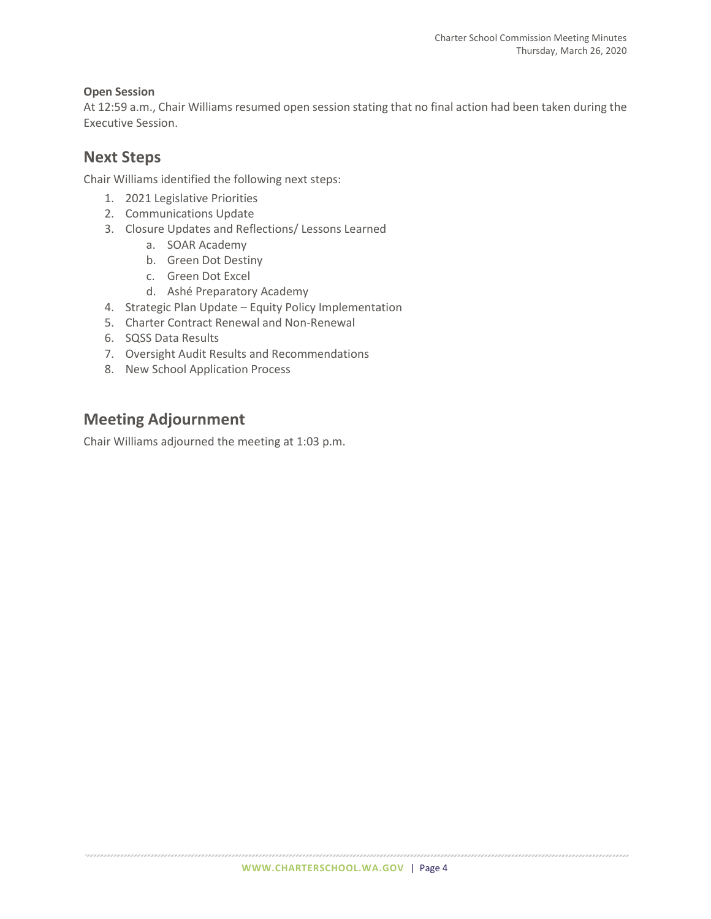**Open Session**

At 12:59 a.m., Chair Williams resumed open session stating that no final action had been taken during the Executive Session.

## Next Steps

Chair Williams identified the following next steps:

1. 2021 Legislative Priorities
2. Communications Update
3. Closure Updates and Reflections/ Lessons Learned
    a. SOAR Academy
    b. Green Dot Destiny
    c. Green Dot Excel
    d. Ashé Preparatory Academy
4. Strategic Plan Update – Equity Policy Implementation
5. Charter Contract Renewal and Non-Renewal
6. SQSS Data Results
7. Oversight Audit Results and Recommendations
8. New School Application Process

## Meeting Adjournment

Chair Williams adjourned the meeting at 1:03 p.m.